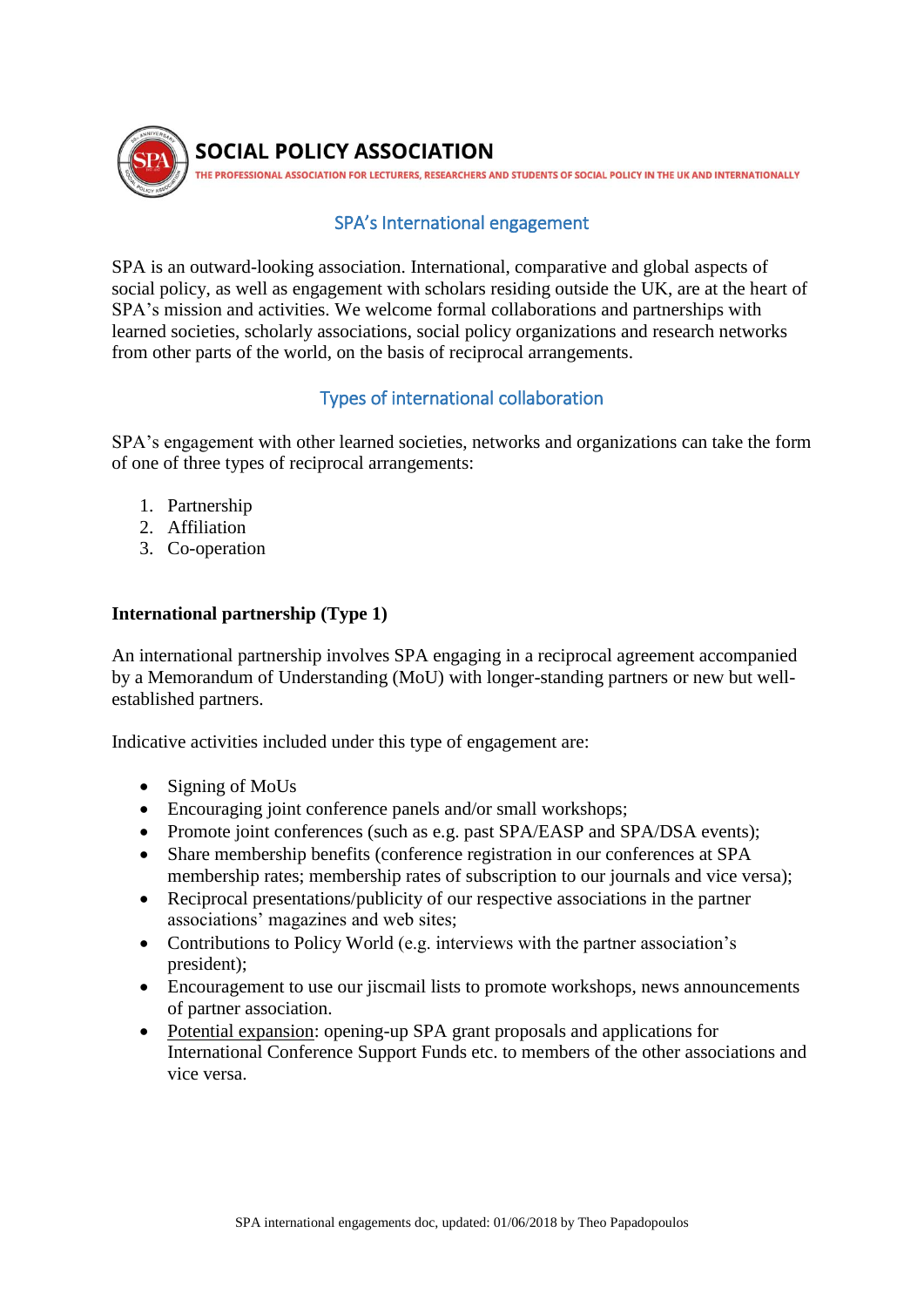# SOCIAL POLICY ASSOCIATION

THE PROFESSIONAL ASSOCIATION FOR LECTURERS, RESEARCHERS AND STUDENTS OF SOCIAL POLICY IN THE UK AND INTERNATIONALLY

## SPA's International engagement

SPA is an outward-looking association. International, comparative and global aspects of social policy, as well as engagement with scholars residing outside the UK, are at the heart of SPA's mission and activities. We welcome formal collaborations and partnerships with learned societies, scholarly associations, social policy organizations and research networks from other parts of the world, on the basis of reciprocal arrangements.

## Types of international collaboration

SPA's engagement with other learned societies, networks and organizations can take the form of one of three types of reciprocal arrangements:

1. Partnership
2. Affiliation
3. Co-operation

**International partnership (Type 1)**

An international partnership involves SPA engaging in a reciprocal agreement accompanied by a Memorandum of Understanding (MoU) with longer-standing partners or new but well-established partners.

Indicative activities included under this type of engagement are:

- Signing of MoUs
- Encouraging joint conference panels and/or small workshops;
- Promote joint conferences (such as e.g. past SPA/EASP and SPA/DSA events);
- Share membership benefits (conference registration in our conferences at SPA membership rates; membership rates of subscription to our journals and vice versa);
- Reciprocal presentations/publicity of our respective associations in the partner associations' magazines and web sites;
- Contributions to Policy World (e.g. interviews with the partner association's president);
- Encouragement to use our jiscmail lists to promote workshops, news announcements of partner association.
- <u>Potential expansion</u>: opening-up SPA grant proposals and applications for International Conference Support Funds etc. to members of the other associations and vice versa.

SPA international engagements doc, updated: 01/06/2018 by Theo Papadopoulos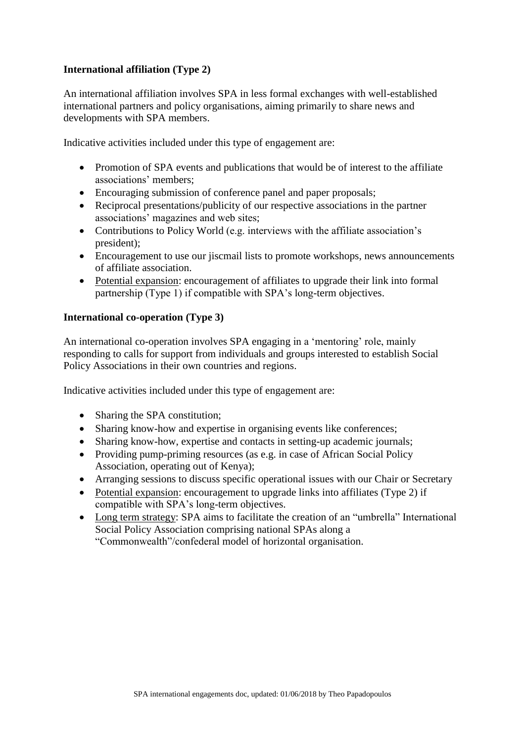**International affiliation (Type 2)**

An international affiliation involves SPA in less formal exchanges with well-established international partners and policy organisations, aiming primarily to share news and developments with SPA members.

Indicative activities included under this type of engagement are:

- Promotion of SPA events and publications that would be of interest to the affiliate associations' members;
- Encouraging submission of conference panel and paper proposals;
- Reciprocal presentations/publicity of our respective associations in the partner associations' magazines and web sites;
- Contributions to Policy World (e.g. interviews with the affiliate association's president);
- Encouragement to use our jiscmail lists to promote workshops, news announcements of affiliate association.
- Potential expansion: encouragement of affiliates to upgrade their link into formal partnership (Type 1) if compatible with SPA's long-term objectives.

**International co-operation (Type 3)**

An international co-operation involves SPA engaging in a 'mentoring' role, mainly responding to calls for support from individuals and groups interested to establish Social Policy Associations in their own countries and regions.

Indicative activities included under this type of engagement are:

- Sharing the SPA constitution;
- Sharing know-how and expertise in organising events like conferences;
- Sharing know-how, expertise and contacts in setting-up academic journals;
- Providing pump-priming resources (as e.g. in case of African Social Policy Association, operating out of Kenya);
- Arranging sessions to discuss specific operational issues with our Chair or Secretary
- Potential expansion: encouragement to upgrade links into affiliates (Type 2) if compatible with SPA's long-term objectives.
- Long term strategy: SPA aims to facilitate the creation of an "umbrella" International Social Policy Association comprising national SPAs along a "Commonwealth"/confederal model of horizontal organisation.

SPA international engagements doc, updated: 01/06/2018 by Theo Papadopoulos